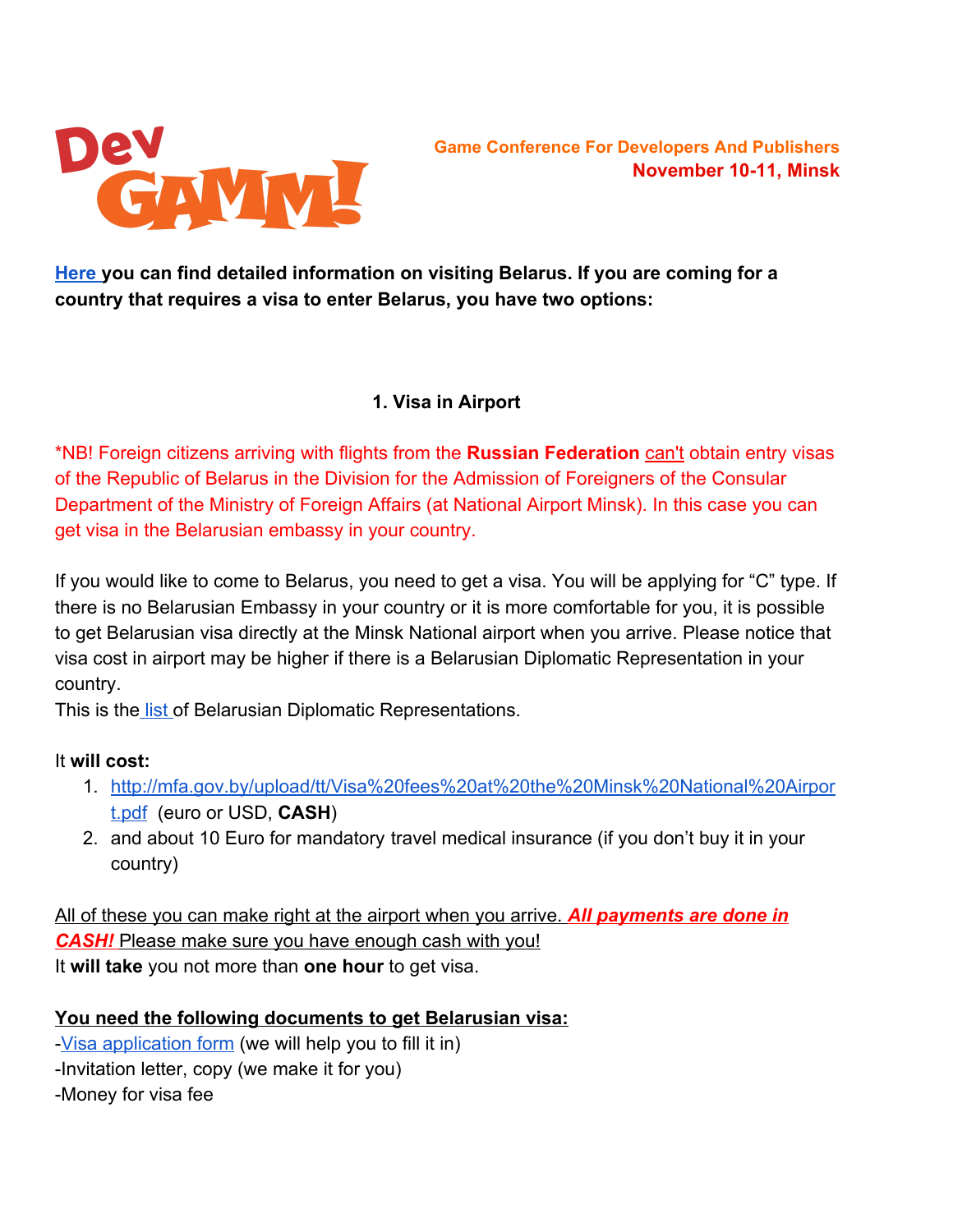DevGAMM!

**Game Conference For Developers And Publishers**
**November 10-11, Minsk**

**Here you can find detailed information on visiting Belarus. If you are coming for a country that requires a visa to enter Belarus, you have two options:**

### 1. Visa in Airport

*NB! Foreign citizens arriving with flights from the **Russian Federation** can't obtain entry visas of the Republic of Belarus in the Division for the Admission of Foreigners of the Consular Department of the Ministry of Foreign Affairs (at National Airport Minsk). In this case you can get visa in the Belarusian embassy in your country.

If you would like to come to Belarus, you need to get a visa. You will be applying for "C" type. If there is no Belarusian Embassy in your country or it is more comfortable for you, it is possible to get Belarusian visa directly at the Minsk National airport when you arrive. Please notice that visa cost in airport may be higher if there is a Belarusian Diplomatic Representation in your country.
This is the list of Belarusian Diplomatic Representations.

It **will cost:**

1. http://mfa.gov.by/upload/tt/Visa%20fees%20at%20the%20Minsk%20National%20Airport.pdf (euro or USD, **CASH**)
2. and about 10 Euro for mandatory travel medical insurance (if you don't buy it in your country)

All of these you can make right at the airport when you arrive. ***All payments are done in CASH!*** Please make sure you have enough cash with you!
It **will take** you not more than **one hour** to get visa.

**You need the following documents to get Belarusian visa:**
-Visa application form (we will help you to fill it in)
-Invitation letter, copy (we make it for you)
-Money for visa fee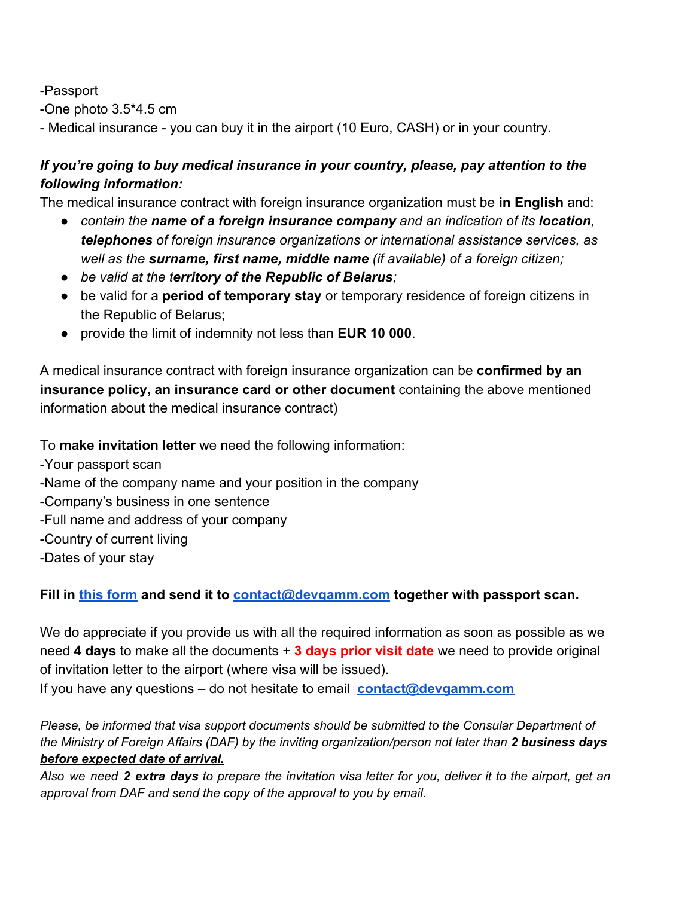-Passport
-One photo 3.5*4.5 cm
- Medical insurance - you can buy it in the airport (10 Euro, CASH) or in your country.

***If you're going to buy medical insurance in your country, please, pay attention to the following information:***
The medical insurance contract with foreign insurance organization must be **in English** and:

- *contain the **name of a foreign insurance company** and an indication of its **location**, **telephones** of foreign insurance organizations or international assistance services, as well as the **surname, first name, middle name** (if available) of a foreign citizen;*
- *be valid at the t**erritory of the Republic of Belarus**;*
- be valid for a **period of temporary stay** or temporary residence of foreign citizens in the Republic of Belarus;
- provide the limit of indemnity not less than **EUR 10 000**.

A medical insurance contract with foreign insurance organization can be **confirmed by an insurance policy, an insurance card or other document** containing the above mentioned information about the medical insurance contract)

To **make invitation letter** we need the following information:
-Your passport scan
-Name of the company name and your position in the company
-Company's business in one sentence
-Full name and address of your company
-Country of current living
-Dates of your stay

**Fill in [this form] and send it to contact@devgamm.com together with passport scan.**

We do appreciate if you provide us with all the required information as soon as possible as we need **4 days** to make all the documents + **3 days prior visit date** we need to provide original of invitation letter to the airport (where visa will be issued).
If you have any questions – do not hesitate to email **contact@devgamm.com**

*Please, be informed that visa support documents should be submitted to the Consular Department of the Ministry of Foreign Affairs (DAF) by the inviting organization/person not later than **2 business days before expected date of arrival.***
*Also we need **2 extra days** to prepare the invitation visa letter for you, deliver it to the airport, get an approval from DAF and send the copy of the approval to you by email.*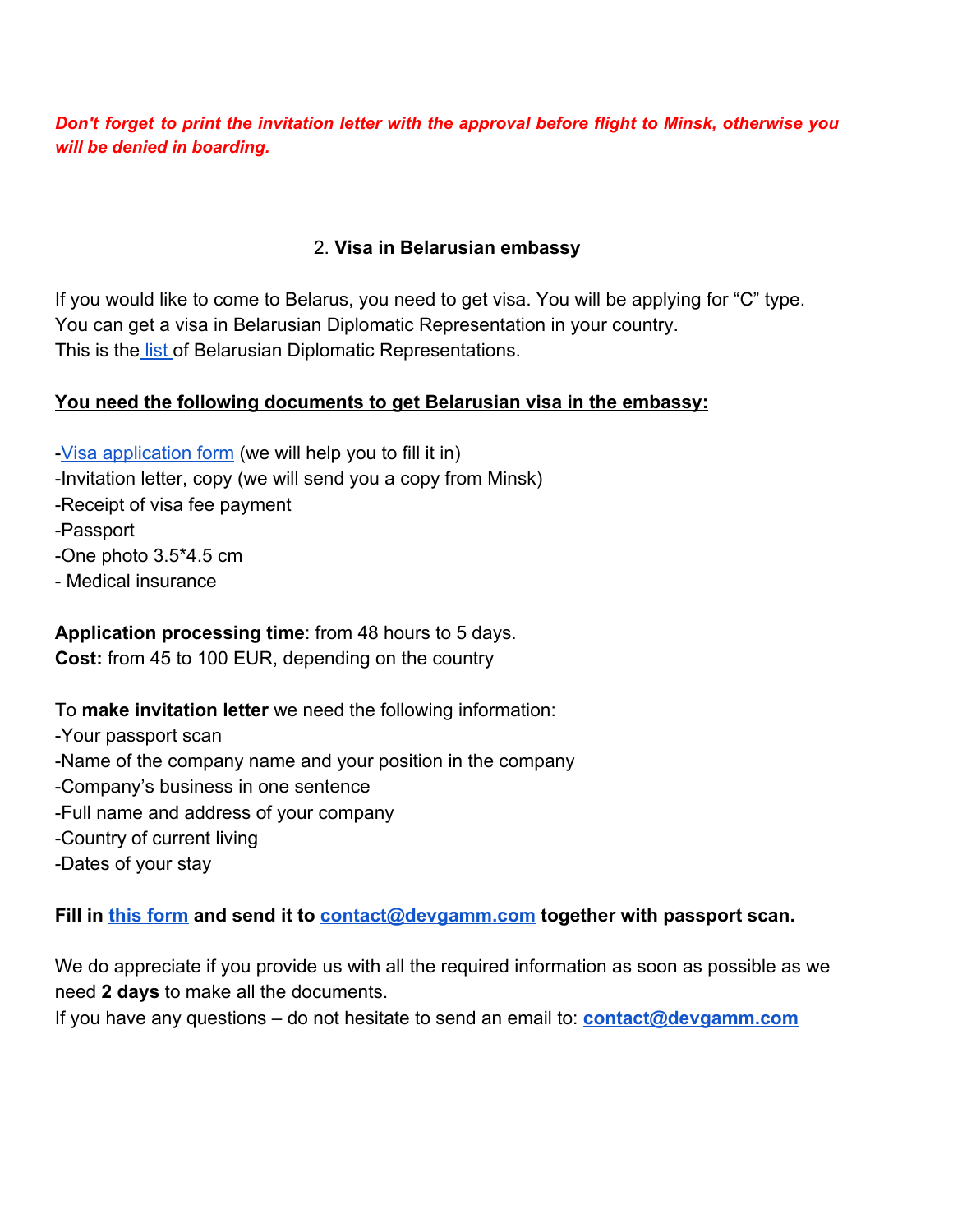***Don't forget to print the invitation letter with the approval before flight to Minsk, otherwise you will be denied in boarding.***

## 2. Visa in Belarusian embassy

If you would like to come to Belarus, you need to get visa. You will be applying for "C" type.
You can get a visa in Belarusian Diplomatic Representation in your country.
This is the list of Belarusian Diplomatic Representations.

**You need the following documents to get Belarusian visa in the embassy:**

- Visa application form (we will help you to fill it in)
- Invitation letter, copy (we will send you a copy from Minsk)
- Receipt of visa fee payment
- Passport
- One photo 3.5*4.5 cm
- Medical insurance

**Application processing time**: from 48 hours to 5 days.
**Cost:** from 45 to 100 EUR, depending on the country

To **make invitation letter** we need the following information:

- Your passport scan
- Name of the company name and your position in the company
- Company's business in one sentence
- Full name and address of your company
- Country of current living
- Dates of your stay

**Fill in this form and send it to contact@devgamm.com together with passport scan.**

We do appreciate if you provide us with all the required information as soon as possible as we need **2 days** to make all the documents.
If you have any questions – do not hesitate to send an email to: **contact@devgamm.com**